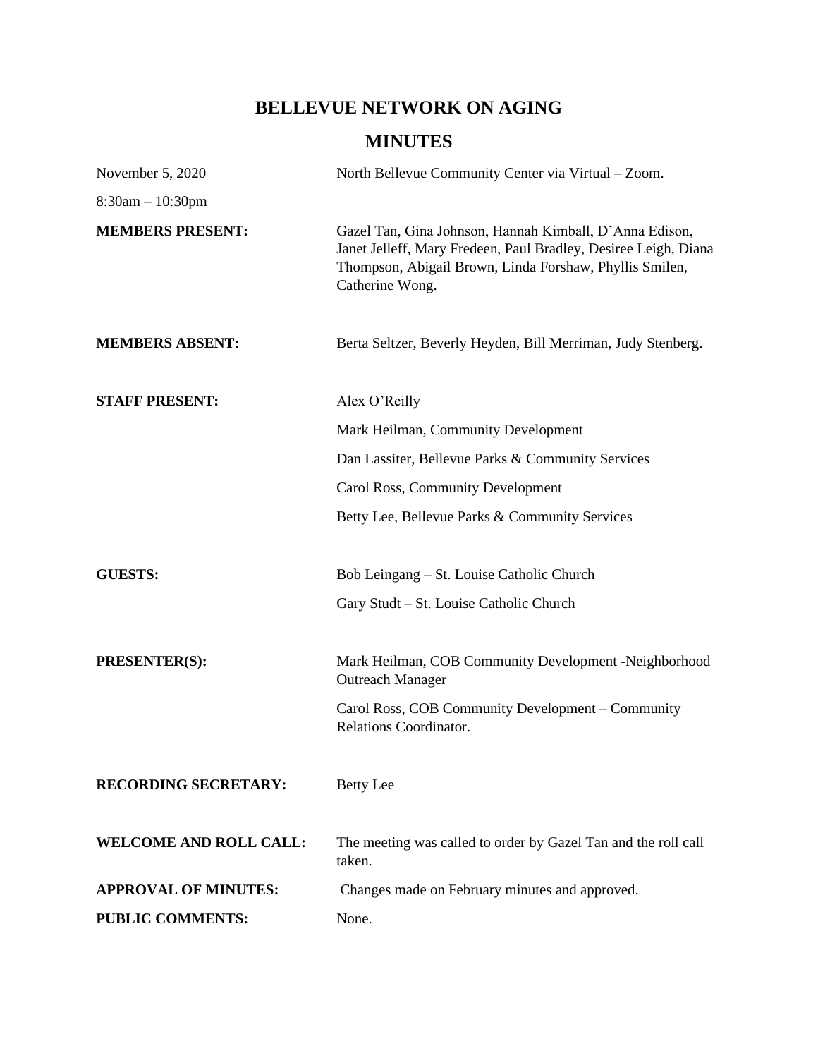# BELLEVUE NETWORK ON AGING

## MINUTES

November 5, 2020 — North Bellevue Community Center via Virtual – Zoom.

8:30am – 10:30pm

**MEMBERS PRESENT:** Gazel Tan, Gina Johnson, Hannah Kimball, D'Anna Edison, Janet Jelleff, Mary Fredeen, Paul Bradley, Desiree Leigh, Diana Thompson, Abigail Brown, Linda Forshaw, Phyllis Smilen, Catherine Wong.

**MEMBERS ABSENT:** Berta Seltzer, Beverly Heyden, Bill Merriman, Judy Stenberg.

**STAFF PRESENT:**

Alex O'Reilly

Mark Heilman, Community Development

Dan Lassiter, Bellevue Parks & Community Services

Carol Ross, Community Development

Betty Lee, Bellevue Parks & Community Services

**GUESTS:**

Bob Leingang – St. Louise Catholic Church

Gary Studt – St. Louise Catholic Church

**PRESENTER(S):**

Mark Heilman, COB Community Development -Neighborhood Outreach Manager

Carol Ross, COB Community Development – Community Relations Coordinator.

**RECORDING SECRETARY:** Betty Lee

**WELCOME AND ROLL CALL:** The meeting was called to order by Gazel Tan and the roll call taken.

**APPROVAL OF MINUTES:** Changes made on February minutes and approved.

**PUBLIC COMMENTS:** None.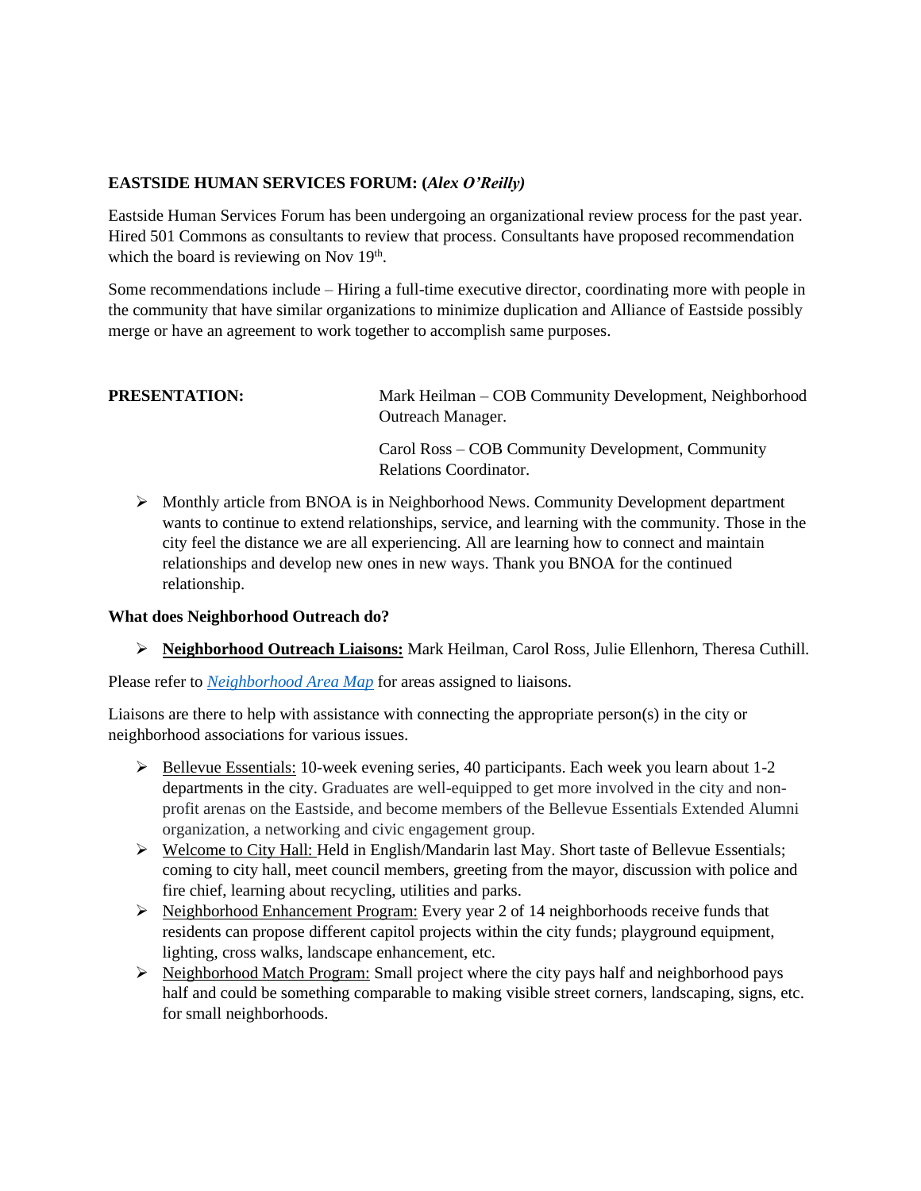**EASTSIDE HUMAN SERVICES FORUM: (*Alex O'Reilly)***

Eastside Human Services Forum has been undergoing an organizational review process for the past year. Hired 501 Commons as consultants to review that process. Consultants have proposed recommendation which the board is reviewing on Nov 19th.

Some recommendations include – Hiring a full-time executive director, coordinating more with people in the community that have similar organizations to minimize duplication and Alliance of Eastside possibly merge or have an agreement to work together to accomplish same purposes.

**PRESENTATION:**

Mark Heilman – COB Community Development, Neighborhood Outreach Manager.

Carol Ross – COB Community Development, Community Relations Coordinator.

- Monthly article from BNOA is in Neighborhood News. Community Development department wants to continue to extend relationships, service, and learning with the community. Those in the city feel the distance we are all experiencing. All are learning how to connect and maintain relationships and develop new ones in new ways. Thank you BNOA for the continued relationship.

**What does Neighborhood Outreach do?**

- **Neighborhood Outreach Liaisons:** Mark Heilman, Carol Ross, Julie Ellenhorn, Theresa Cuthill.

Please refer to *Neighborhood Area Map* for areas assigned to liaisons.

Liaisons are there to help with assistance with connecting the appropriate person(s) in the city or neighborhood associations for various issues.

- Bellevue Essentials: 10-week evening series, 40 participants. Each week you learn about 1-2 departments in the city. Graduates are well-equipped to get more involved in the city and non-profit arenas on the Eastside, and become members of the Bellevue Essentials Extended Alumni organization, a networking and civic engagement group.
- Welcome to City Hall: Held in English/Mandarin last May. Short taste of Bellevue Essentials; coming to city hall, meet council members, greeting from the mayor, discussion with police and fire chief, learning about recycling, utilities and parks.
- Neighborhood Enhancement Program: Every year 2 of 14 neighborhoods receive funds that residents can propose different capitol projects within the city funds; playground equipment, lighting, cross walks, landscape enhancement, etc.
- Neighborhood Match Program: Small project where the city pays half and neighborhood pays half and could be something comparable to making visible street corners, landscaping, signs, etc. for small neighborhoods.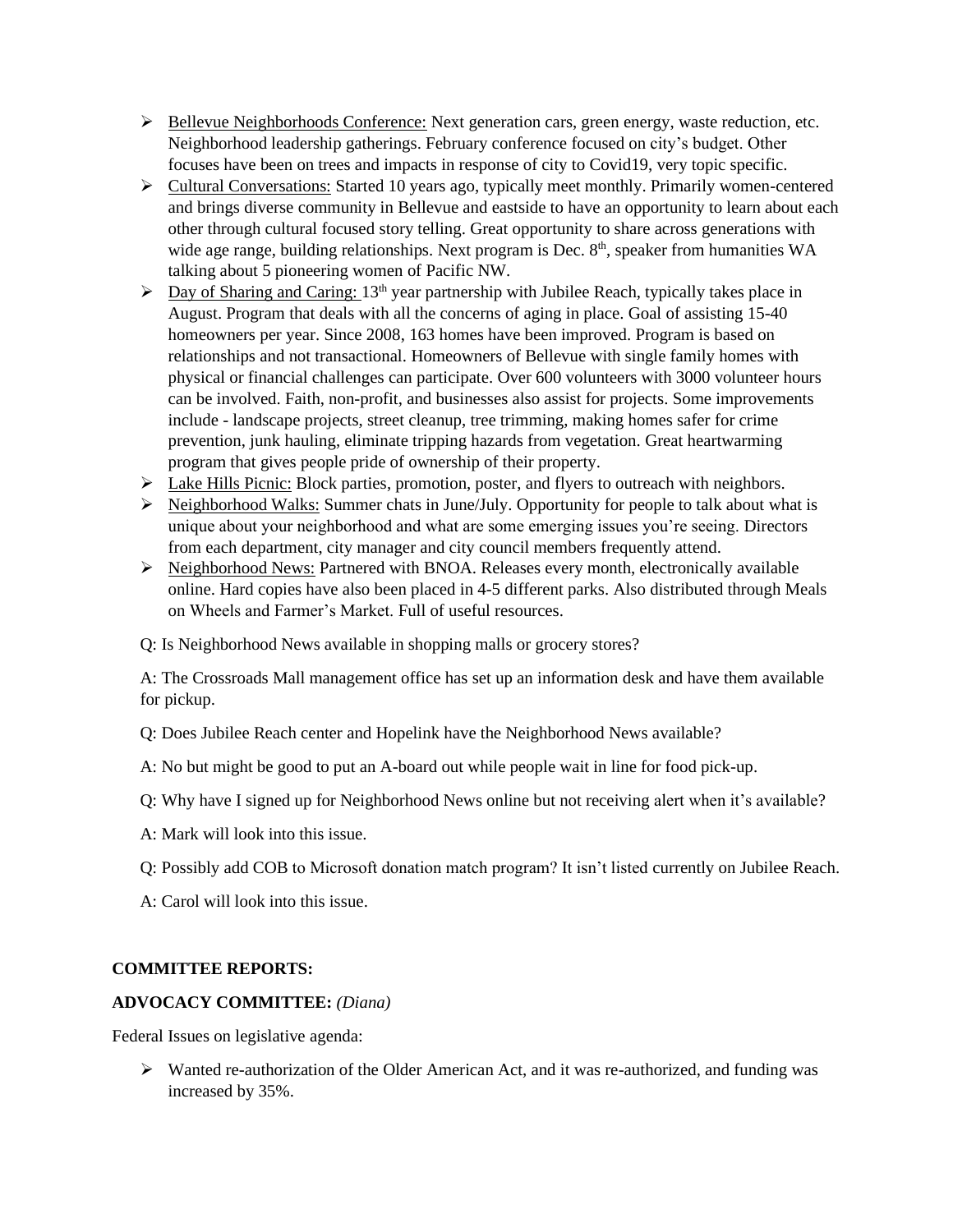- <u>Bellevue Neighborhoods Conference:</u> Next generation cars, green energy, waste reduction, etc. Neighborhood leadership gatherings. February conference focused on city's budget. Other focuses have been on trees and impacts in response of city to Covid19, very topic specific.
- <u>Cultural Conversations:</u> Started 10 years ago, typically meet monthly. Primarily women-centered and brings diverse community in Bellevue and eastside to have an opportunity to learn about each other through cultural focused story telling. Great opportunity to share across generations with wide age range, building relationships. Next program is Dec. 8th, speaker from humanities WA talking about 5 pioneering women of Pacific NW.
- <u>Day of Sharing and Caring:</u> 13th year partnership with Jubilee Reach, typically takes place in August. Program that deals with all the concerns of aging in place. Goal of assisting 15-40 homeowners per year. Since 2008, 163 homes have been improved. Program is based on relationships and not transactional. Homeowners of Bellevue with single family homes with physical or financial challenges can participate. Over 600 volunteers with 3000 volunteer hours can be involved. Faith, non-profit, and businesses also assist for projects. Some improvements include - landscape projects, street cleanup, tree trimming, making homes safer for crime prevention, junk hauling, eliminate tripping hazards from vegetation. Great heartwarming program that gives people pride of ownership of their property.
- <u>Lake Hills Picnic:</u> Block parties, promotion, poster, and flyers to outreach with neighbors.
- <u>Neighborhood Walks:</u> Summer chats in June/July. Opportunity for people to talk about what is unique about your neighborhood and what are some emerging issues you're seeing. Directors from each department, city manager and city council members frequently attend.
- <u>Neighborhood News:</u> Partnered with BNOA. Releases every month, electronically available online. Hard copies have also been placed in 4-5 different parks. Also distributed through Meals on Wheels and Farmer's Market. Full of useful resources.

Q: Is Neighborhood News available in shopping malls or grocery stores?

A: The Crossroads Mall management office has set up an information desk and have them available for pickup.

Q: Does Jubilee Reach center and Hopelink have the Neighborhood News available?

A: No but might be good to put an A-board out while people wait in line for food pick-up.

Q: Why have I signed up for Neighborhood News online but not receiving alert when it's available?

A: Mark will look into this issue.

Q: Possibly add COB to Microsoft donation match program? It isn't listed currently on Jubilee Reach.

A: Carol will look into this issue.

**COMMITTEE REPORTS:**

**ADVOCACY COMMITTEE:** *(Diana)*

Federal Issues on legislative agenda:

- Wanted re-authorization of the Older American Act, and it was re-authorized, and funding was increased by 35%.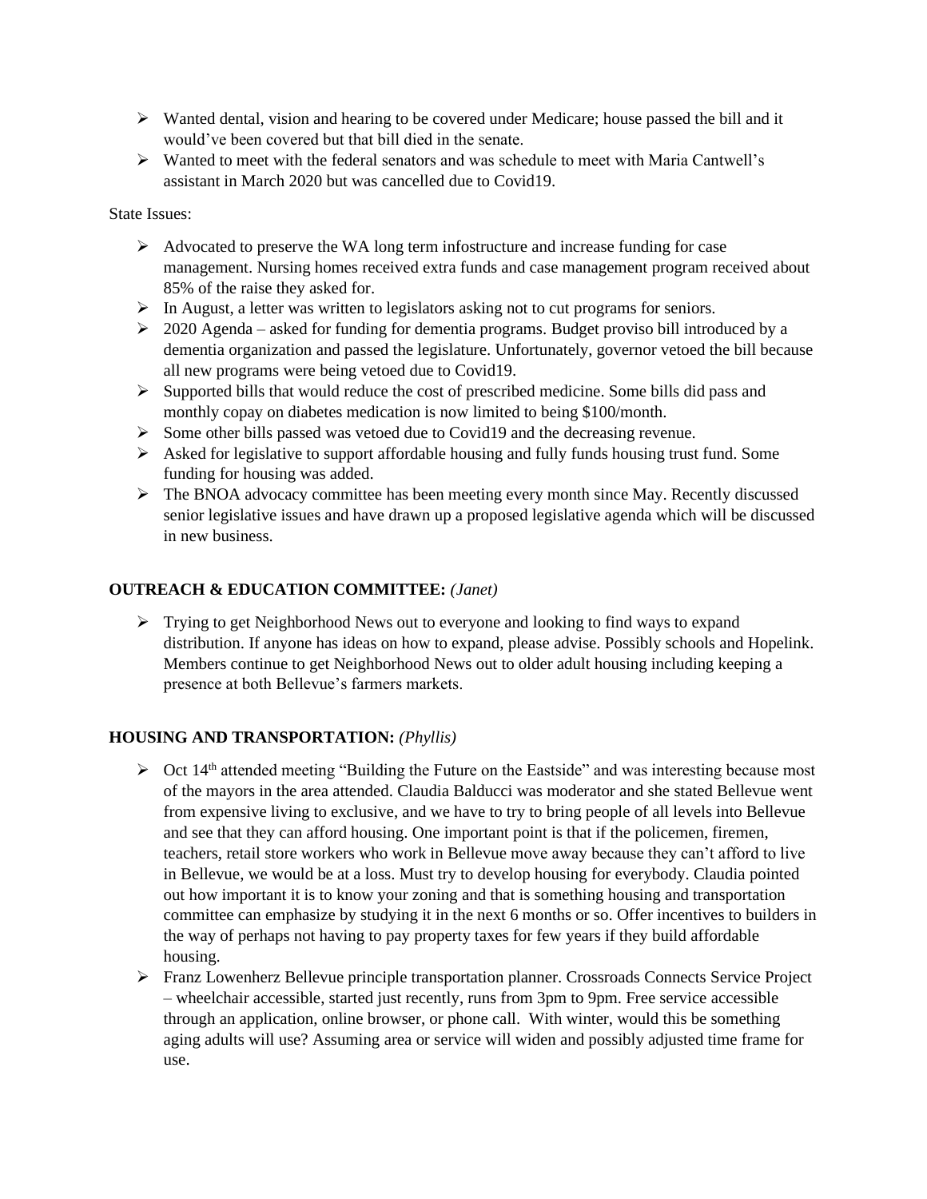- Wanted dental, vision and hearing to be covered under Medicare; house passed the bill and it would've been covered but that bill died in the senate.
- Wanted to meet with the federal senators and was schedule to meet with Maria Cantwell's assistant in March 2020 but was cancelled due to Covid19.

State Issues:

- Advocated to preserve the WA long term infostructure and increase funding for case management. Nursing homes received extra funds and case management program received about 85% of the raise they asked for.
- In August, a letter was written to legislators asking not to cut programs for seniors.
- 2020 Agenda – asked for funding for dementia programs. Budget proviso bill introduced by a dementia organization and passed the legislature. Unfortunately, governor vetoed the bill because all new programs were being vetoed due to Covid19.
- Supported bills that would reduce the cost of prescribed medicine. Some bills did pass and monthly copay on diabetes medication is now limited to being $100/month.
- Some other bills passed was vetoed due to Covid19 and the decreasing revenue.
- Asked for legislative to support affordable housing and fully funds housing trust fund. Some funding for housing was added.
- The BNOA advocacy committee has been meeting every month since May. Recently discussed senior legislative issues and have drawn up a proposed legislative agenda which will be discussed in new business.

**OUTREACH & EDUCATION COMMITTEE:** *(Janet)*

- Trying to get Neighborhood News out to everyone and looking to find ways to expand distribution. If anyone has ideas on how to expand, please advise. Possibly schools and Hopelink. Members continue to get Neighborhood News out to older adult housing including keeping a presence at both Bellevue's farmers markets.

**HOUSING AND TRANSPORTATION:** *(Phyllis)*

- Oct 14th attended meeting "Building the Future on the Eastside" and was interesting because most of the mayors in the area attended. Claudia Balducci was moderator and she stated Bellevue went from expensive living to exclusive, and we have to try to bring people of all levels into Bellevue and see that they can afford housing. One important point is that if the policemen, firemen, teachers, retail store workers who work in Bellevue move away because they can't afford to live in Bellevue, we would be at a loss. Must try to develop housing for everybody. Claudia pointed out how important it is to know your zoning and that is something housing and transportation committee can emphasize by studying it in the next 6 months or so. Offer incentives to builders in the way of perhaps not having to pay property taxes for few years if they build affordable housing.
- Franz Lowenherz Bellevue principle transportation planner. Crossroads Connects Service Project – wheelchair accessible, started just recently, runs from 3pm to 9pm. Free service accessible through an application, online browser, or phone call. With winter, would this be something aging adults will use? Assuming area or service will widen and possibly adjusted time frame for use.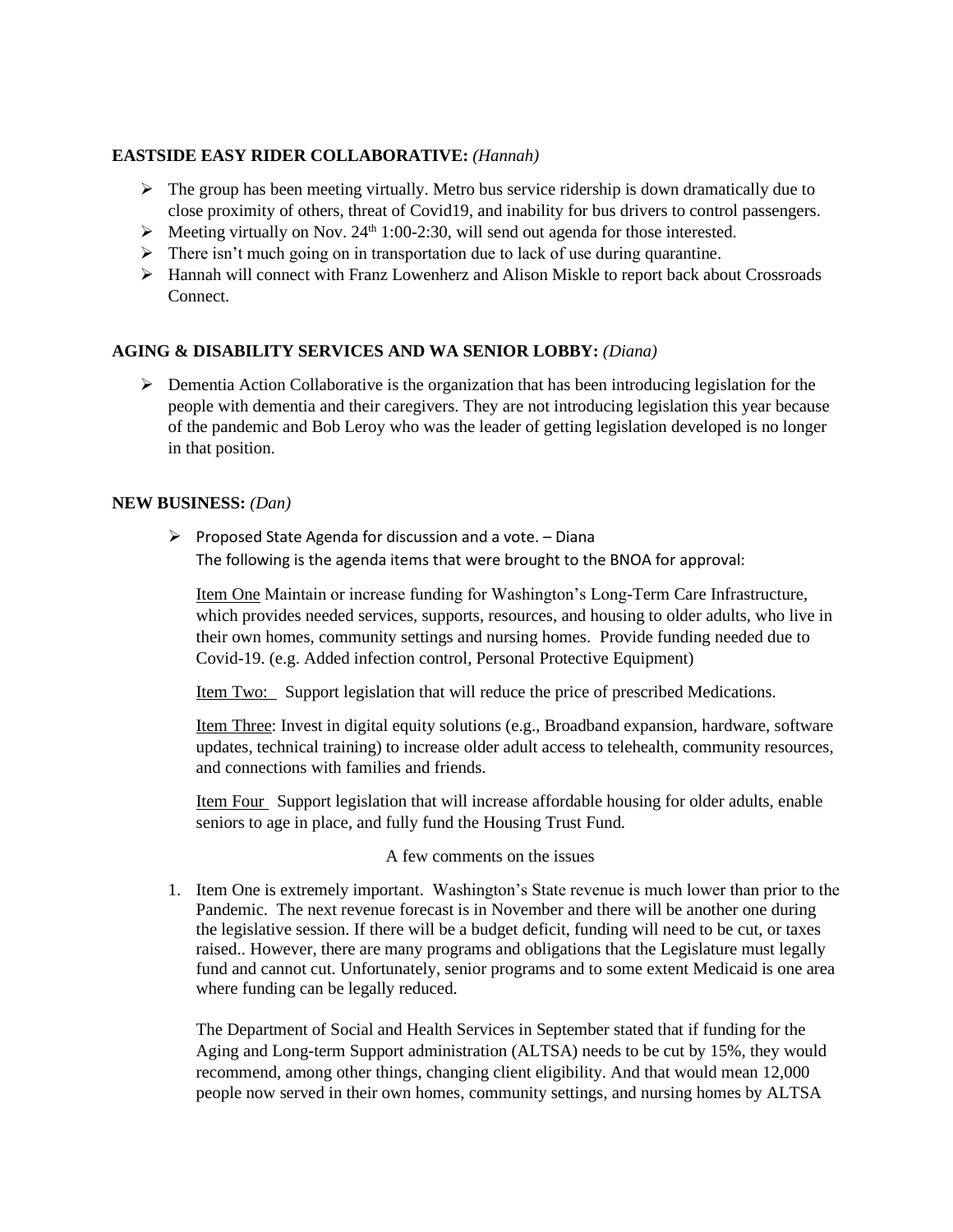**EASTSIDE EASY RIDER COLLABORATIVE:** *(Hannah)*

- The group has been meeting virtually. Metro bus service ridership is down dramatically due to close proximity of others, threat of Covid19, and inability for bus drivers to control passengers.
- Meeting virtually on Nov. 24th 1:00-2:30, will send out agenda for those interested.
- There isn't much going on in transportation due to lack of use during quarantine.
- Hannah will connect with Franz Lowenherz and Alison Miskle to report back about Crossroads Connect.

**AGING & DISABILITY SERVICES AND WA SENIOR LOBBY:** *(Diana)*

- Dementia Action Collaborative is the organization that has been introducing legislation for the people with dementia and their caregivers. They are not introducing legislation this year because of the pandemic and Bob Leroy who was the leader of getting legislation developed is no longer in that position.

**NEW BUSINESS:** *(Dan)*

- Proposed State Agenda for discussion and a vote. – Diana
  The following is the agenda items that were brought to the BNOA for approval:

  Item One Maintain or increase funding for Washington's Long-Term Care Infrastructure, which provides needed services, supports, resources, and housing to older adults, who live in their own homes, community settings and nursing homes. Provide funding needed due to Covid-19. (e.g. Added infection control, Personal Protective Equipment)

  Item Two: Support legislation that will reduce the price of prescribed Medications.

  Item Three: Invest in digital equity solutions (e.g., Broadband expansion, hardware, software updates, technical training) to increase older adult access to telehealth, community resources, and connections with families and friends.

  Item Four Support legislation that will increase affordable housing for older adults, enable seniors to age in place, and fully fund the Housing Trust Fund.

A few comments on the issues

1. Item One is extremely important. Washington's State revenue is much lower than prior to the Pandemic. The next revenue forecast is in November and there will be another one during the legislative session. If there will be a budget deficit, funding will need to be cut, or taxes raised.. However, there are many programs and obligations that the Legislature must legally fund and cannot cut. Unfortunately, senior programs and to some extent Medicaid is one area where funding can be legally reduced.

   The Department of Social and Health Services in September stated that if funding for the Aging and Long-term Support administration (ALTSA) needs to be cut by 15%, they would recommend, among other things, changing client eligibility. And that would mean 12,000 people now served in their own homes, community settings, and nursing homes by ALTSA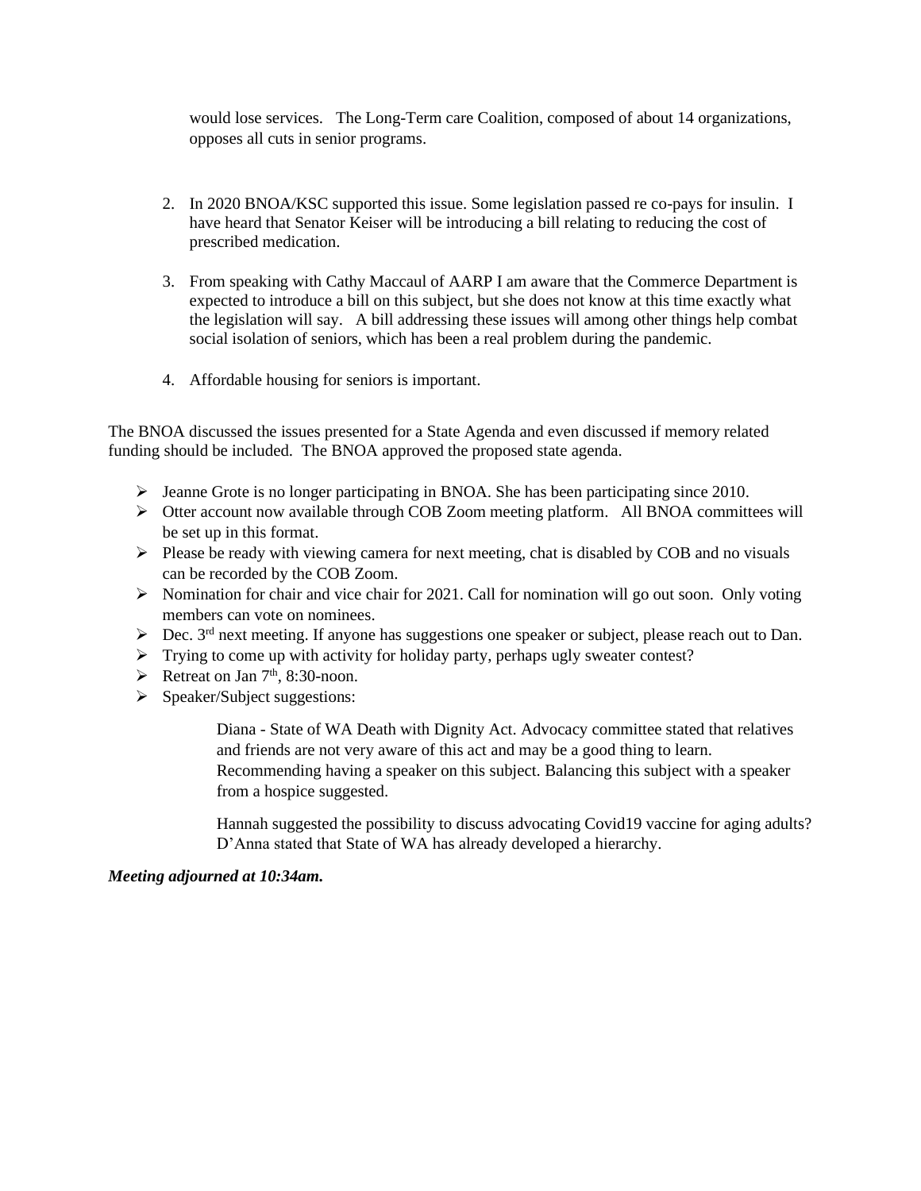would lose services. The Long-Term care Coalition, composed of about 14 organizations, opposes all cuts in senior programs.

2. In 2020 BNOA/KSC supported this issue. Some legislation passed re co-pays for insulin. I have heard that Senator Keiser will be introducing a bill relating to reducing the cost of prescribed medication.

3. From speaking with Cathy Maccaul of AARP I am aware that the Commerce Department is expected to introduce a bill on this subject, but she does not know at this time exactly what the legislation will say. A bill addressing these issues will among other things help combat social isolation of seniors, which has been a real problem during the pandemic.

4. Affordable housing for seniors is important.

The BNOA discussed the issues presented for a State Agenda and even discussed if memory related funding should be included. The BNOA approved the proposed state agenda.

- Jeanne Grote is no longer participating in BNOA. She has been participating since 2010.
- Otter account now available through COB Zoom meeting platform. All BNOA committees will be set up in this format.
- Please be ready with viewing camera for next meeting, chat is disabled by COB and no visuals can be recorded by the COB Zoom.
- Nomination for chair and vice chair for 2021. Call for nomination will go out soon. Only voting members can vote on nominees.
- Dec. 3rd next meeting. If anyone has suggestions one speaker or subject, please reach out to Dan.
- Trying to come up with activity for holiday party, perhaps ugly sweater contest?
- Retreat on Jan 7th, 8:30-noon.
- Speaker/Subject suggestions:

  Diana - State of WA Death with Dignity Act. Advocacy committee stated that relatives and friends are not very aware of this act and may be a good thing to learn. Recommending having a speaker on this subject. Balancing this subject with a speaker from a hospice suggested.

  Hannah suggested the possibility to discuss advocating Covid19 vaccine for aging adults? D'Anna stated that State of WA has already developed a hierarchy.

***Meeting adjourned at 10:34am.***